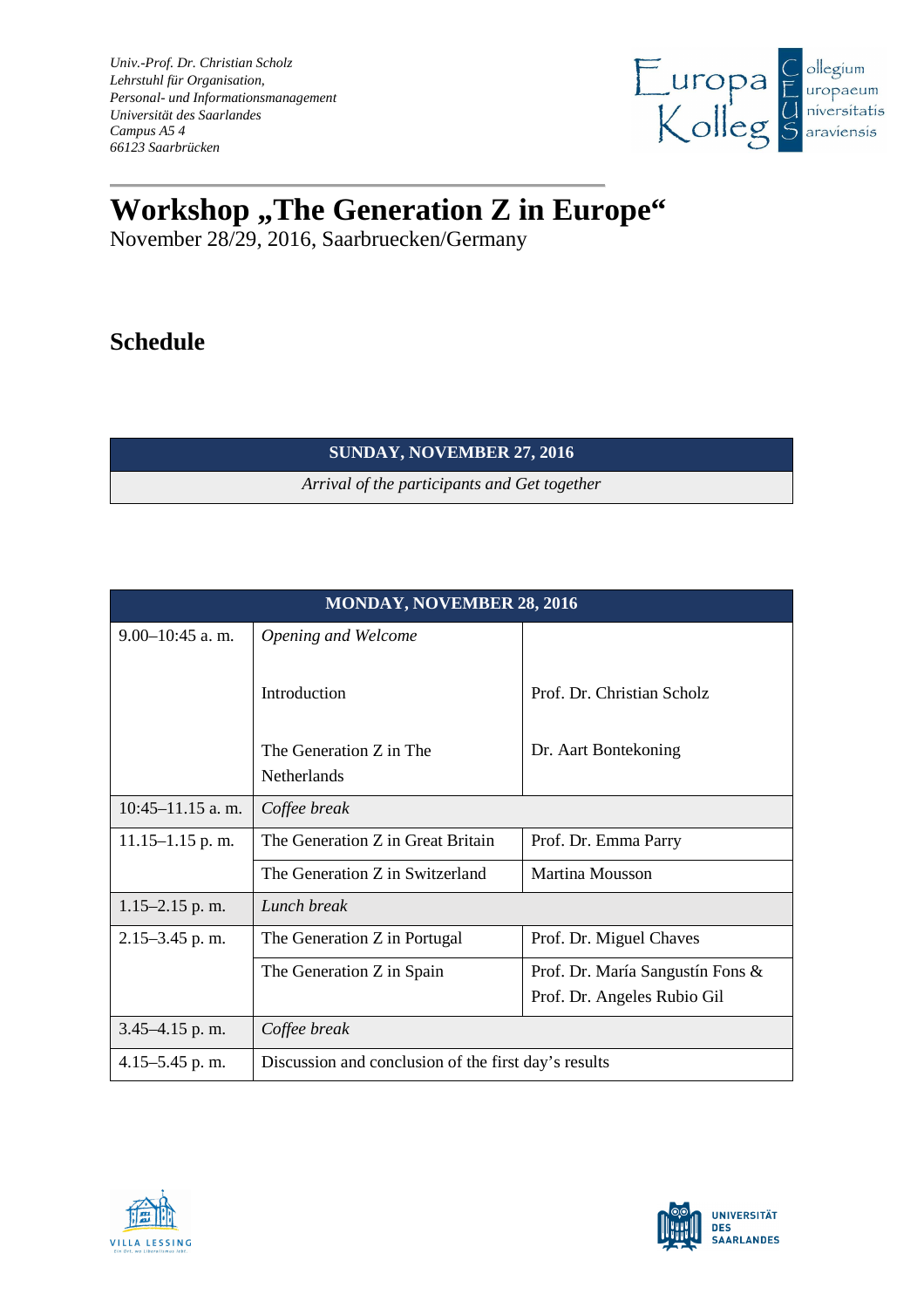*Univ.-Prof. Dr. Christian Scholz*
*Lehrstuhl für Organisation,*
*Personal- und Informationsmanagement*
*Universität des Saarlandes*
*Campus A5 4*
*66123 Saarbrücken*

Europa Kolleg — Collegium Europaeum Universitatis Saraviensis

# Workshop „The Generation Z in Europe“

November 28/29, 2016, Saarbruecken/Germany

## Schedule

| **SUNDAY, NOVEMBER 27, 2016** |
|---|
| *Arrival of the participants and Get together* |

| **MONDAY, NOVEMBER 28, 2016** | | |
|---|---|---|
| 9.00–10:45 a. m. | *Opening and Welcome* | |
| | Introduction | Prof. Dr. Christian Scholz |
| | The Generation Z in The Netherlands | Dr. Aart Bontekoning |
| 10:45–11.15 a. m. | *Coffee break* | |
| 11.15–1.15 p. m. | The Generation Z in Great Britain | Prof. Dr. Emma Parry |
| | The Generation Z in Switzerland | Martina Mousson |
| 1.15–2.15 p. m. | *Lunch break* | |
| 2.15–3.45 p. m. | The Generation Z in Portugal | Prof. Dr. Miguel Chaves |
| | The Generation Z in Spain | Prof. Dr. María Sangustín Fons & Prof. Dr. Angeles Rubio Gil |
| 3.45–4.15 p. m. | *Coffee break* | |
| 4.15–5.45 p. m. | Discussion and conclusion of the first day’s results | |

VILLA LESSING

UNIVERSITÄT DES SAARLANDES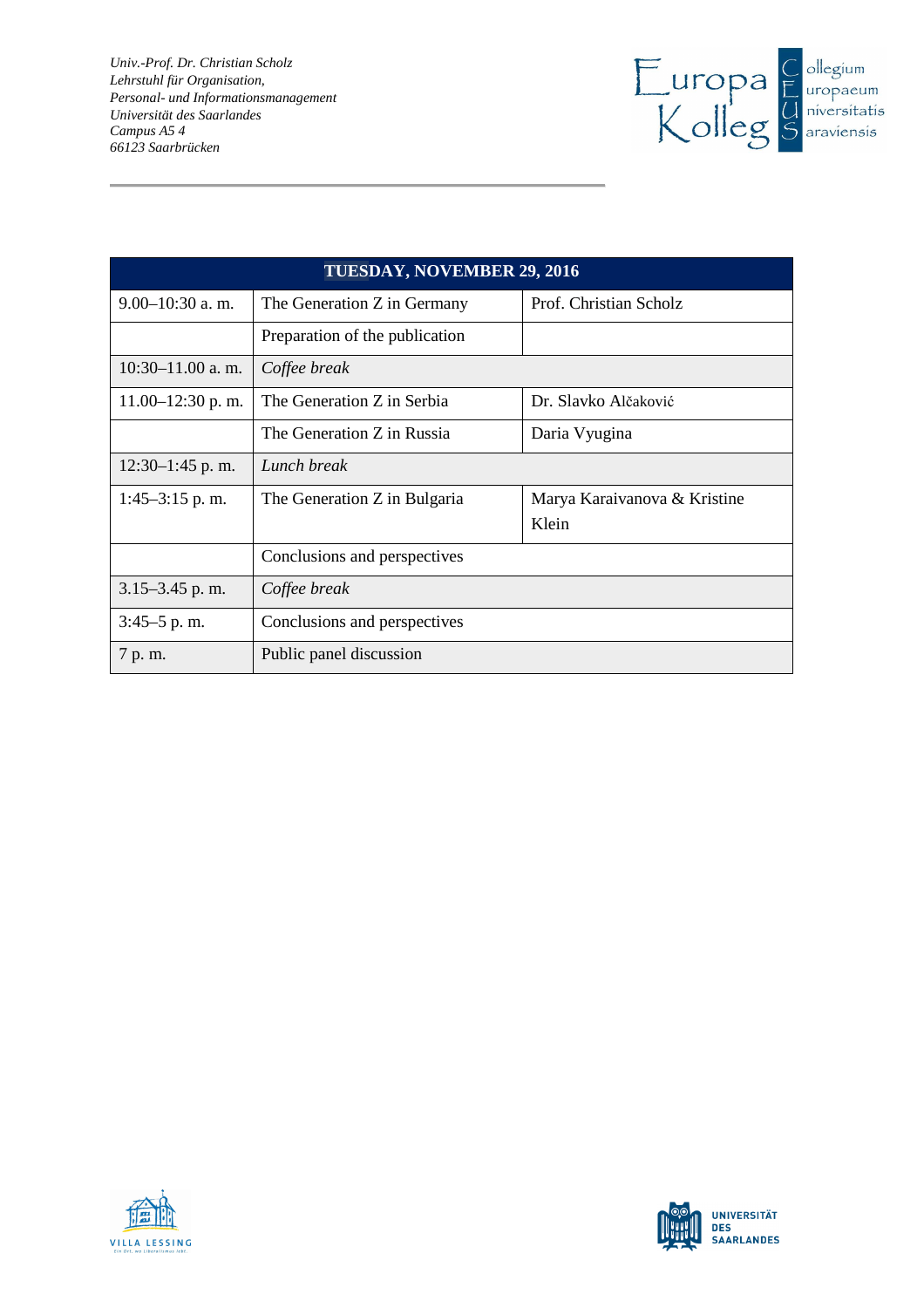*Univ.-Prof. Dr. Christian Scholz*
*Lehrstuhl für Organisation,*
*Personal- und Informationsmanagement*
*Universität des Saarlandes*
*Campus A5 4*
*66123 Saarbrücken*

Europa Kolleg — Collegium Europaeum Universitatis Saraviensis

| TUESDAY, NOVEMBER 29, 2016 | | |
|---|---|---|
| 9.00–10:30 a. m. | The Generation Z in Germany | Prof. Christian Scholz |
| | Preparation of the publication | |
| 10:30–11.00 a. m. | *Coffee break* | |
| 11.00–12:30 p. m. | The Generation Z in Serbia | Dr. Slavko Alčaković |
| | The Generation Z in Russia | Daria Vyugina |
| 12:30–1:45 p. m. | *Lunch break* | |
| 1:45–3:15 p. m. | The Generation Z in Bulgaria | Marya Karaivanova & Kristine Klein |
| | Conclusions and perspectives | |
| 3.15–3.45 p. m. | *Coffee break* | |
| 3:45–5 p. m. | Conclusions and perspectives | |
| 7 p. m. | Public panel discussion | |

VILLA LESSING
Ein Ort, wo Liberalismus lebt.

UNIVERSITÄT DES SAARLANDES